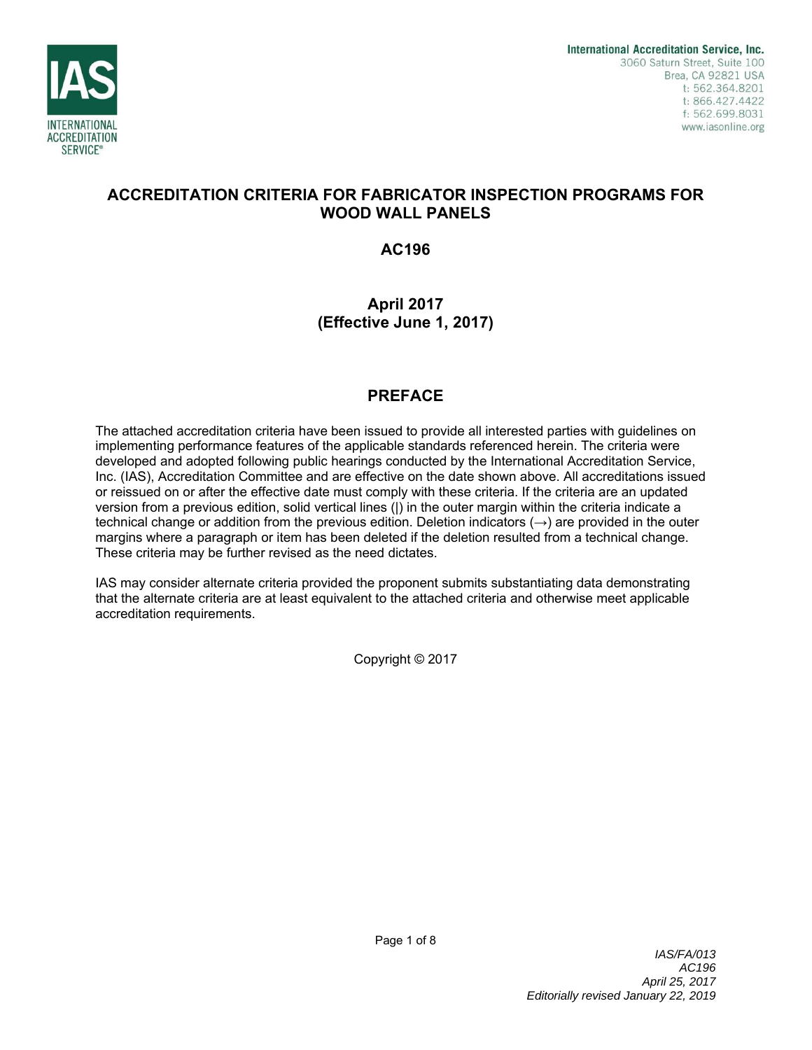International Accreditation Service, Inc.
3060 Saturn Street, Suite 100
Brea, CA 92821 USA
t: 562.364.8201
t: 866.427.4422
f: 562.699.8031
www.iasonline.org

# ACCREDITATION CRITERIA FOR FABRICATOR INSPECTION PROGRAMS FOR WOOD WALL PANELS

## AC196

**April 2017**
**(Effective June 1, 2017)**

## PREFACE

The attached accreditation criteria have been issued to provide all interested parties with guidelines on implementing performance features of the applicable standards referenced herein. The criteria were developed and adopted following public hearings conducted by the International Accreditation Service, Inc. (IAS), Accreditation Committee and are effective on the date shown above. All accreditations issued or reissued on or after the effective date must comply with these criteria. If the criteria are an updated version from a previous edition, solid vertical lines (|) in the outer margin within the criteria indicate a technical change or addition from the previous edition. Deletion indicators (→) are provided in the outer margins where a paragraph or item has been deleted if the deletion resulted from a technical change. These criteria may be further revised as the need dictates.

IAS may consider alternate criteria provided the proponent submits substantiating data demonstrating that the alternate criteria are at least equivalent to the attached criteria and otherwise meet applicable accreditation requirements.

Copyright © 2017

*IAS/FA/013*
*AC196*
*April 25, 2017*
*Editorially revised January 22, 2019*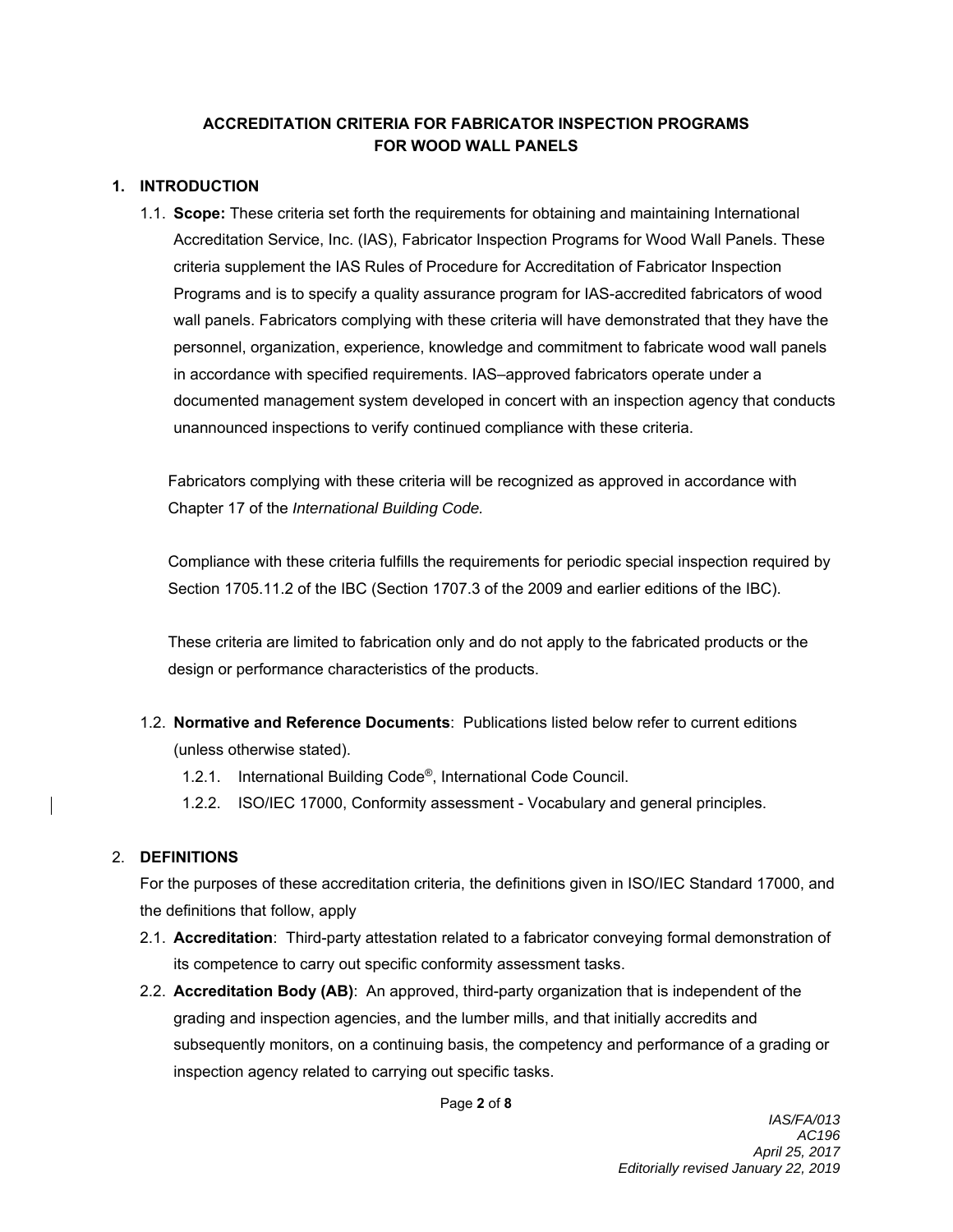# ACCREDITATION CRITERIA FOR FABRICATOR INSPECTION PROGRAMS FOR WOOD WALL PANELS

## 1. INTRODUCTION

1.1. **Scope:** These criteria set forth the requirements for obtaining and maintaining International Accreditation Service, Inc. (IAS), Fabricator Inspection Programs for Wood Wall Panels. These criteria supplement the IAS Rules of Procedure for Accreditation of Fabricator Inspection Programs and is to specify a quality assurance program for IAS-accredited fabricators of wood wall panels. Fabricators complying with these criteria will have demonstrated that they have the personnel, organization, experience, knowledge and commitment to fabricate wood wall panels in accordance with specified requirements. IAS–approved fabricators operate under a documented management system developed in concert with an inspection agency that conducts unannounced inspections to verify continued compliance with these criteria.

Fabricators complying with these criteria will be recognized as approved in accordance with Chapter 17 of the *International Building Code.*

Compliance with these criteria fulfills the requirements for periodic special inspection required by Section 1705.11.2 of the IBC (Section 1707.3 of the 2009 and earlier editions of the IBC).

These criteria are limited to fabrication only and do not apply to the fabricated products or the design or performance characteristics of the products.

1.2. **Normative and Reference Documents**: Publications listed below refer to current editions (unless otherwise stated).

1.2.1. International Building Code®, International Code Council.

1.2.2. ISO/IEC 17000, Conformity assessment - Vocabulary and general principles.

## 2. DEFINITIONS

For the purposes of these accreditation criteria, the definitions given in ISO/IEC Standard 17000, and the definitions that follow, apply

2.1. **Accreditation**: Third-party attestation related to a fabricator conveying formal demonstration of its competence to carry out specific conformity assessment tasks.

2.2. **Accreditation Body (AB)**: An approved, third-party organization that is independent of the grading and inspection agencies, and the lumber mills, and that initially accredits and subsequently monitors, on a continuing basis, the competency and performance of a grading or inspection agency related to carrying out specific tasks.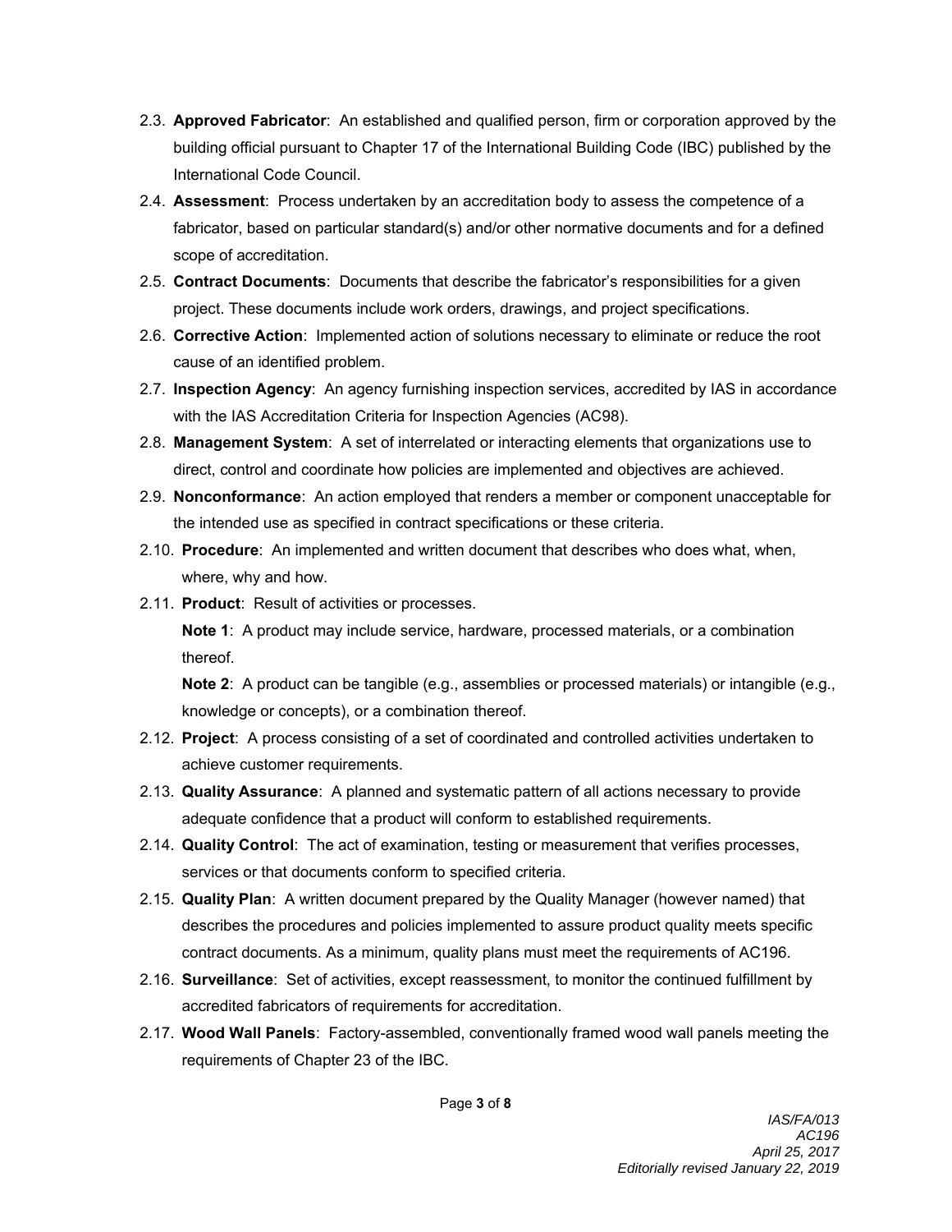2.3. **Approved Fabricator**: An established and qualified person, firm or corporation approved by the building official pursuant to Chapter 17 of the International Building Code (IBC) published by the International Code Council.

2.4. **Assessment**: Process undertaken by an accreditation body to assess the competence of a fabricator, based on particular standard(s) and/or other normative documents and for a defined scope of accreditation.

2.5. **Contract Documents**: Documents that describe the fabricator's responsibilities for a given project. These documents include work orders, drawings, and project specifications.

2.6. **Corrective Action**: Implemented action of solutions necessary to eliminate or reduce the root cause of an identified problem.

2.7. **Inspection Agency**: An agency furnishing inspection services, accredited by IAS in accordance with the IAS Accreditation Criteria for Inspection Agencies (AC98).

2.8. **Management System**: A set of interrelated or interacting elements that organizations use to direct, control and coordinate how policies are implemented and objectives are achieved.

2.9. **Nonconformance**: An action employed that renders a member or component unacceptable for the intended use as specified in contract specifications or these criteria.

2.10. **Procedure**: An implemented and written document that describes who does what, when, where, why and how.

2.11. **Product**: Result of activities or processes.

**Note 1**: A product may include service, hardware, processed materials, or a combination thereof.

**Note 2**: A product can be tangible (e.g., assemblies or processed materials) or intangible (e.g., knowledge or concepts), or a combination thereof.

2.12. **Project**: A process consisting of a set of coordinated and controlled activities undertaken to achieve customer requirements.

2.13. **Quality Assurance**: A planned and systematic pattern of all actions necessary to provide adequate confidence that a product will conform to established requirements.

2.14. **Quality Control**: The act of examination, testing or measurement that verifies processes, services or that documents conform to specified criteria.

2.15. **Quality Plan**: A written document prepared by the Quality Manager (however named) that describes the procedures and policies implemented to assure product quality meets specific contract documents. As a minimum, quality plans must meet the requirements of AC196.

2.16. **Surveillance**: Set of activities, except reassessment, to monitor the continued fulfillment by accredited fabricators of requirements for accreditation.

2.17. **Wood Wall Panels**: Factory-assembled, conventionally framed wood wall panels meeting the requirements of Chapter 23 of the IBC.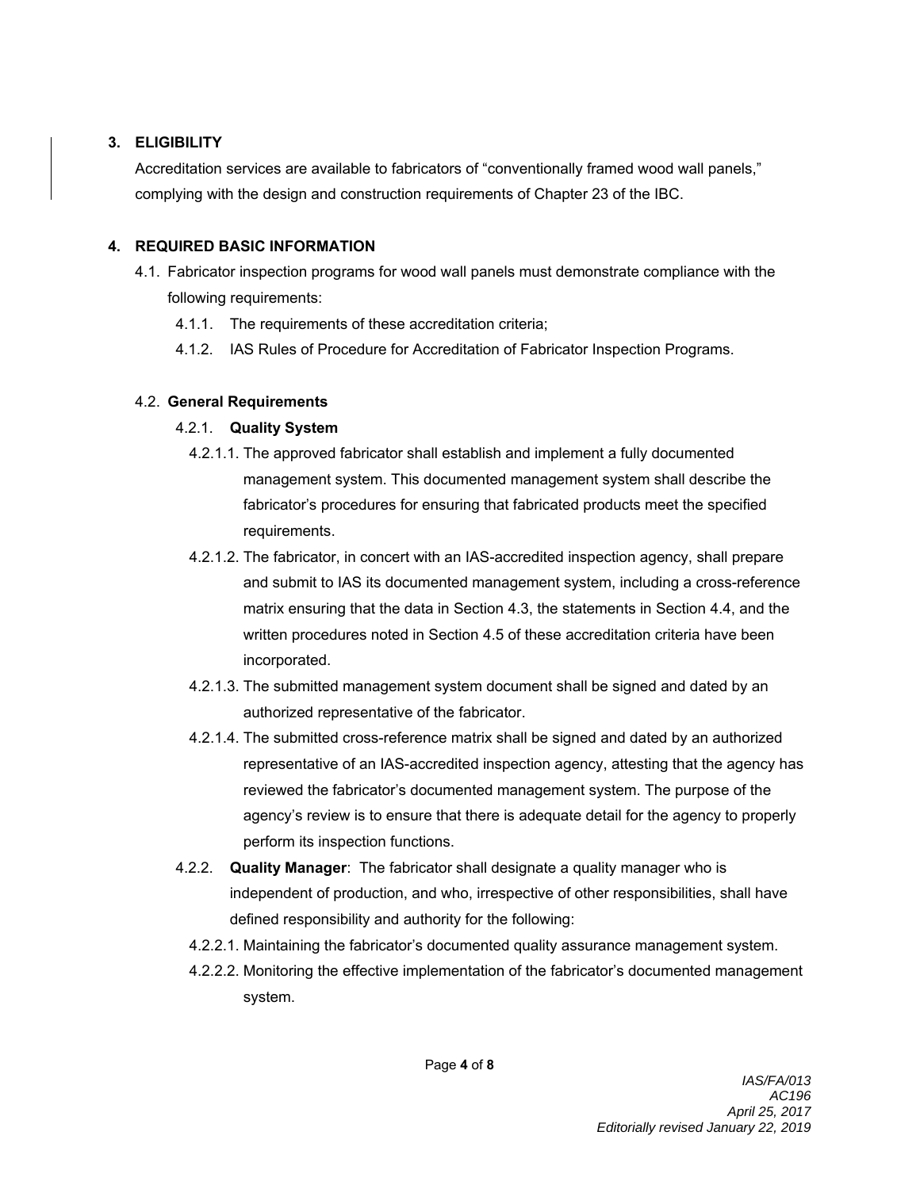## 3. ELIGIBILITY

Accreditation services are available to fabricators of "conventionally framed wood wall panels," complying with the design and construction requirements of Chapter 23 of the IBC.

## 4. REQUIRED BASIC INFORMATION

4.1. Fabricator inspection programs for wood wall panels must demonstrate compliance with the following requirements:

- 4.1.1. The requirements of these accreditation criteria;
- 4.1.2. IAS Rules of Procedure for Accreditation of Fabricator Inspection Programs.

4.2. **General Requirements**

4.2.1. **Quality System**

4.2.1.1. The approved fabricator shall establish and implement a fully documented management system. This documented management system shall describe the fabricator's procedures for ensuring that fabricated products meet the specified requirements.

4.2.1.2. The fabricator, in concert with an IAS-accredited inspection agency, shall prepare and submit to IAS its documented management system, including a cross-reference matrix ensuring that the data in Section 4.3, the statements in Section 4.4, and the written procedures noted in Section 4.5 of these accreditation criteria have been incorporated.

4.2.1.3. The submitted management system document shall be signed and dated by an authorized representative of the fabricator.

4.2.1.4. The submitted cross-reference matrix shall be signed and dated by an authorized representative of an IAS-accredited inspection agency, attesting that the agency has reviewed the fabricator's documented management system. The purpose of the agency's review is to ensure that there is adequate detail for the agency to properly perform its inspection functions.

4.2.2. **Quality Manager**: The fabricator shall designate a quality manager who is independent of production, and who, irrespective of other responsibilities, shall have defined responsibility and authority for the following:

4.2.2.1. Maintaining the fabricator's documented quality assurance management system.

4.2.2.2. Monitoring the effective implementation of the fabricator's documented management system.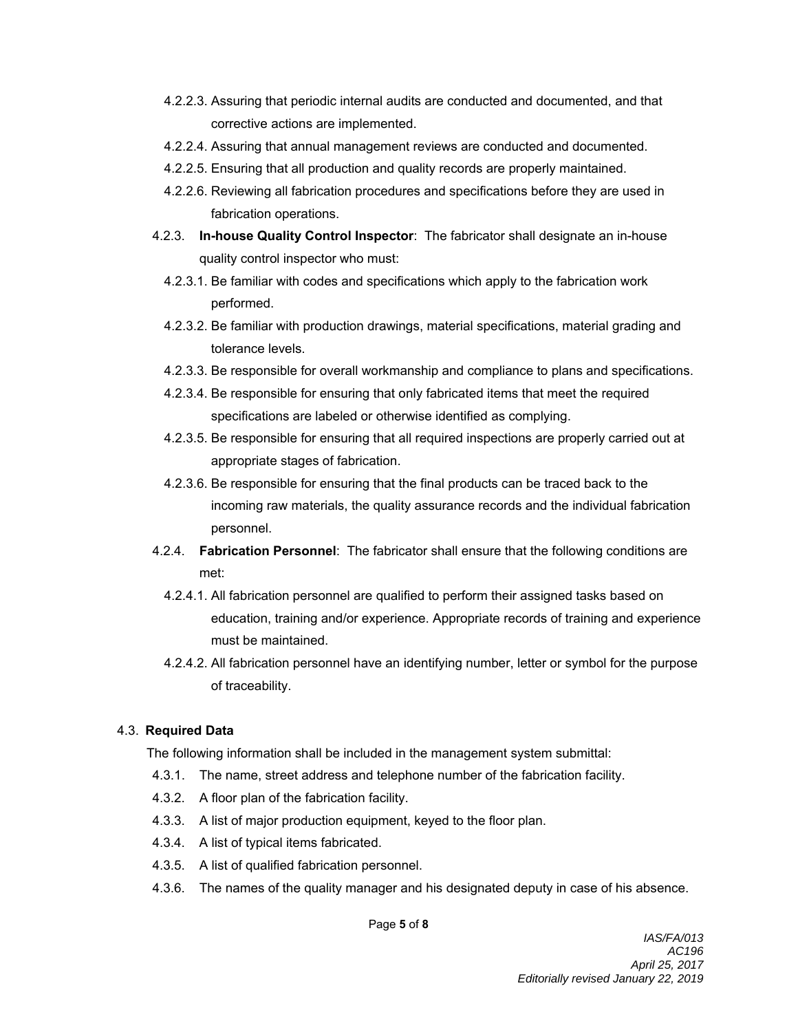4.2.2.3. Assuring that periodic internal audits are conducted and documented, and that corrective actions are implemented.

4.2.2.4. Assuring that annual management reviews are conducted and documented.

4.2.2.5. Ensuring that all production and quality records are properly maintained.

4.2.2.6. Reviewing all fabrication procedures and specifications before they are used in fabrication operations.

4.2.3. **In-house Quality Control Inspector**: The fabricator shall designate an in-house quality control inspector who must:

4.2.3.1. Be familiar with codes and specifications which apply to the fabrication work performed.

4.2.3.2. Be familiar with production drawings, material specifications, material grading and tolerance levels.

4.2.3.3. Be responsible for overall workmanship and compliance to plans and specifications.

4.2.3.4. Be responsible for ensuring that only fabricated items that meet the required specifications are labeled or otherwise identified as complying.

4.2.3.5. Be responsible for ensuring that all required inspections are properly carried out at appropriate stages of fabrication.

4.2.3.6. Be responsible for ensuring that the final products can be traced back to the incoming raw materials, the quality assurance records and the individual fabrication personnel.

4.2.4. **Fabrication Personnel**: The fabricator shall ensure that the following conditions are met:

4.2.4.1. All fabrication personnel are qualified to perform their assigned tasks based on education, training and/or experience. Appropriate records of training and experience must be maintained.

4.2.4.2. All fabrication personnel have an identifying number, letter or symbol for the purpose of traceability.

4.3. **Required Data**

The following information shall be included in the management system submittal:

4.3.1. The name, street address and telephone number of the fabrication facility.

4.3.2. A floor plan of the fabrication facility.

4.3.3. A list of major production equipment, keyed to the floor plan.

4.3.4. A list of typical items fabricated.

4.3.5. A list of qualified fabrication personnel.

4.3.6. The names of the quality manager and his designated deputy in case of his absence.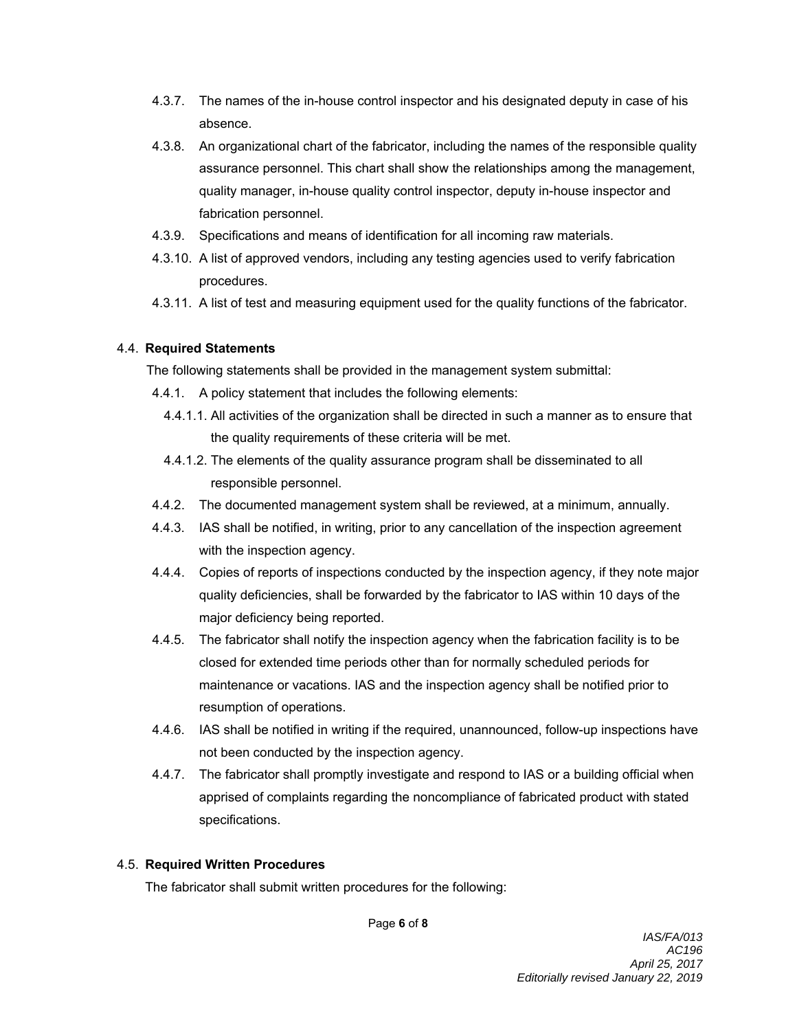- 4.3.7. The names of the in-house control inspector and his designated deputy in case of his absence.
- 4.3.8. An organizational chart of the fabricator, including the names of the responsible quality assurance personnel. This chart shall show the relationships among the management, quality manager, in-house quality control inspector, deputy in-house inspector and fabrication personnel.
- 4.3.9. Specifications and means of identification for all incoming raw materials.
- 4.3.10. A list of approved vendors, including any testing agencies used to verify fabrication procedures.
- 4.3.11. A list of test and measuring equipment used for the quality functions of the fabricator.

4.4. **Required Statements**

The following statements shall be provided in the management system submittal:

- 4.4.1. A policy statement that includes the following elements:
  - 4.4.1.1. All activities of the organization shall be directed in such a manner as to ensure that the quality requirements of these criteria will be met.
  - 4.4.1.2. The elements of the quality assurance program shall be disseminated to all responsible personnel.
- 4.4.2. The documented management system shall be reviewed, at a minimum, annually.
- 4.4.3. IAS shall be notified, in writing, prior to any cancellation of the inspection agreement with the inspection agency.
- 4.4.4. Copies of reports of inspections conducted by the inspection agency, if they note major quality deficiencies, shall be forwarded by the fabricator to IAS within 10 days of the major deficiency being reported.
- 4.4.5. The fabricator shall notify the inspection agency when the fabrication facility is to be closed for extended time periods other than for normally scheduled periods for maintenance or vacations. IAS and the inspection agency shall be notified prior to resumption of operations.
- 4.4.6. IAS shall be notified in writing if the required, unannounced, follow-up inspections have not been conducted by the inspection agency.
- 4.4.7. The fabricator shall promptly investigate and respond to IAS or a building official when apprised of complaints regarding the noncompliance of fabricated product with stated specifications.

4.5. **Required Written Procedures**

The fabricator shall submit written procedures for the following: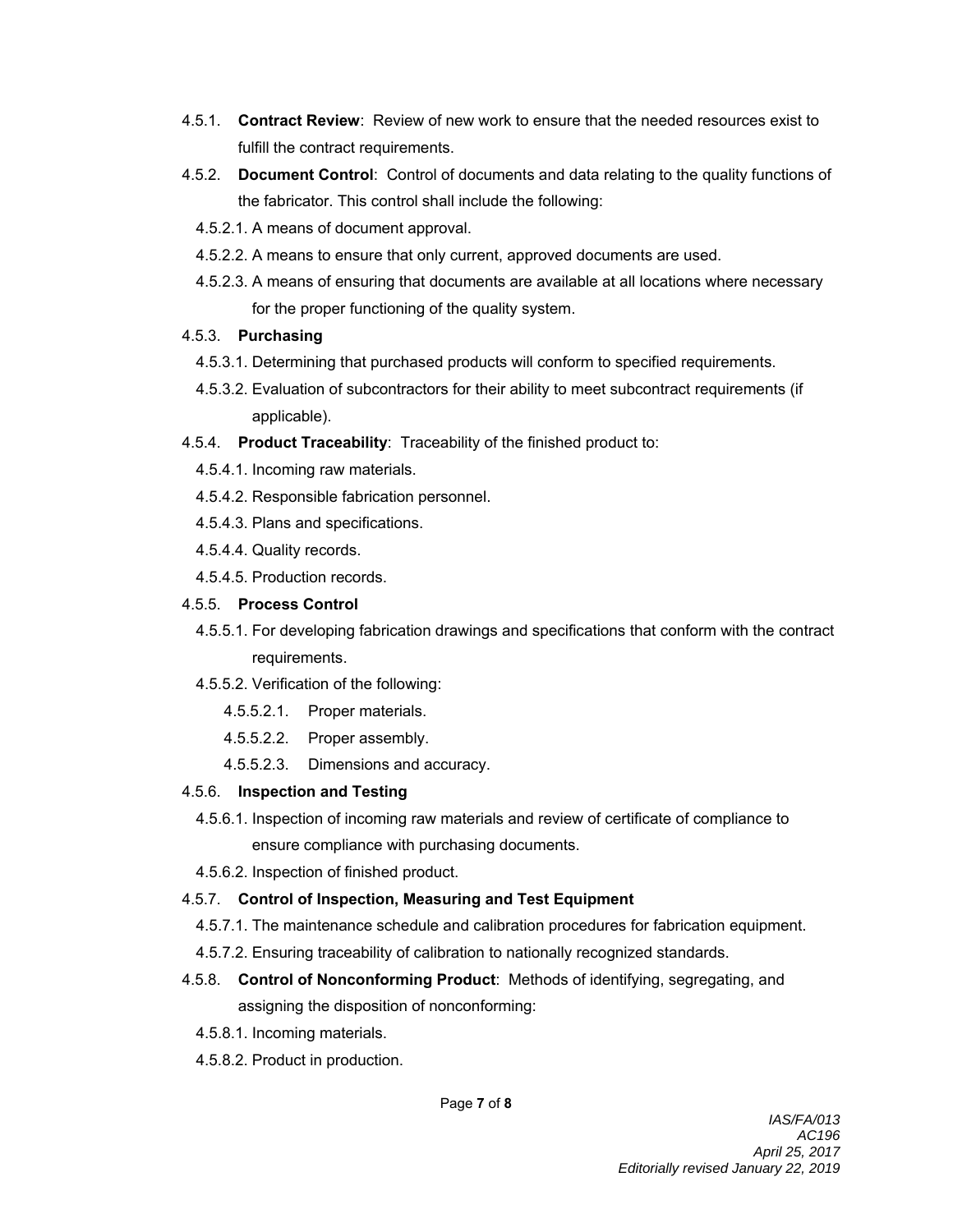4.5.1. **Contract Review**: Review of new work to ensure that the needed resources exist to fulfill the contract requirements.

4.5.2. **Document Control**: Control of documents and data relating to the quality functions of the fabricator. This control shall include the following:

- 4.5.2.1. A means of document approval.
- 4.5.2.2. A means to ensure that only current, approved documents are used.
- 4.5.2.3. A means of ensuring that documents are available at all locations where necessary for the proper functioning of the quality system.

4.5.3. **Purchasing**

- 4.5.3.1. Determining that purchased products will conform to specified requirements.
- 4.5.3.2. Evaluation of subcontractors for their ability to meet subcontract requirements (if applicable).

4.5.4. **Product Traceability**: Traceability of the finished product to:

- 4.5.4.1. Incoming raw materials.
- 4.5.4.2. Responsible fabrication personnel.
- 4.5.4.3. Plans and specifications.
- 4.5.4.4. Quality records.
- 4.5.4.5. Production records.

4.5.5. **Process Control**

- 4.5.5.1. For developing fabrication drawings and specifications that conform with the contract requirements.
- 4.5.5.2. Verification of the following:
  - 4.5.5.2.1. Proper materials.
  - 4.5.5.2.2. Proper assembly.
  - 4.5.5.2.3. Dimensions and accuracy.

4.5.6. **Inspection and Testing**

- 4.5.6.1. Inspection of incoming raw materials and review of certificate of compliance to ensure compliance with purchasing documents.
- 4.5.6.2. Inspection of finished product.

4.5.7. **Control of Inspection, Measuring and Test Equipment**

- 4.5.7.1. The maintenance schedule and calibration procedures for fabrication equipment.
- 4.5.7.2. Ensuring traceability of calibration to nationally recognized standards.

4.5.8. **Control of Nonconforming Product**: Methods of identifying, segregating, and assigning the disposition of nonconforming:

- 4.5.8.1. Incoming materials.
- 4.5.8.2. Product in production.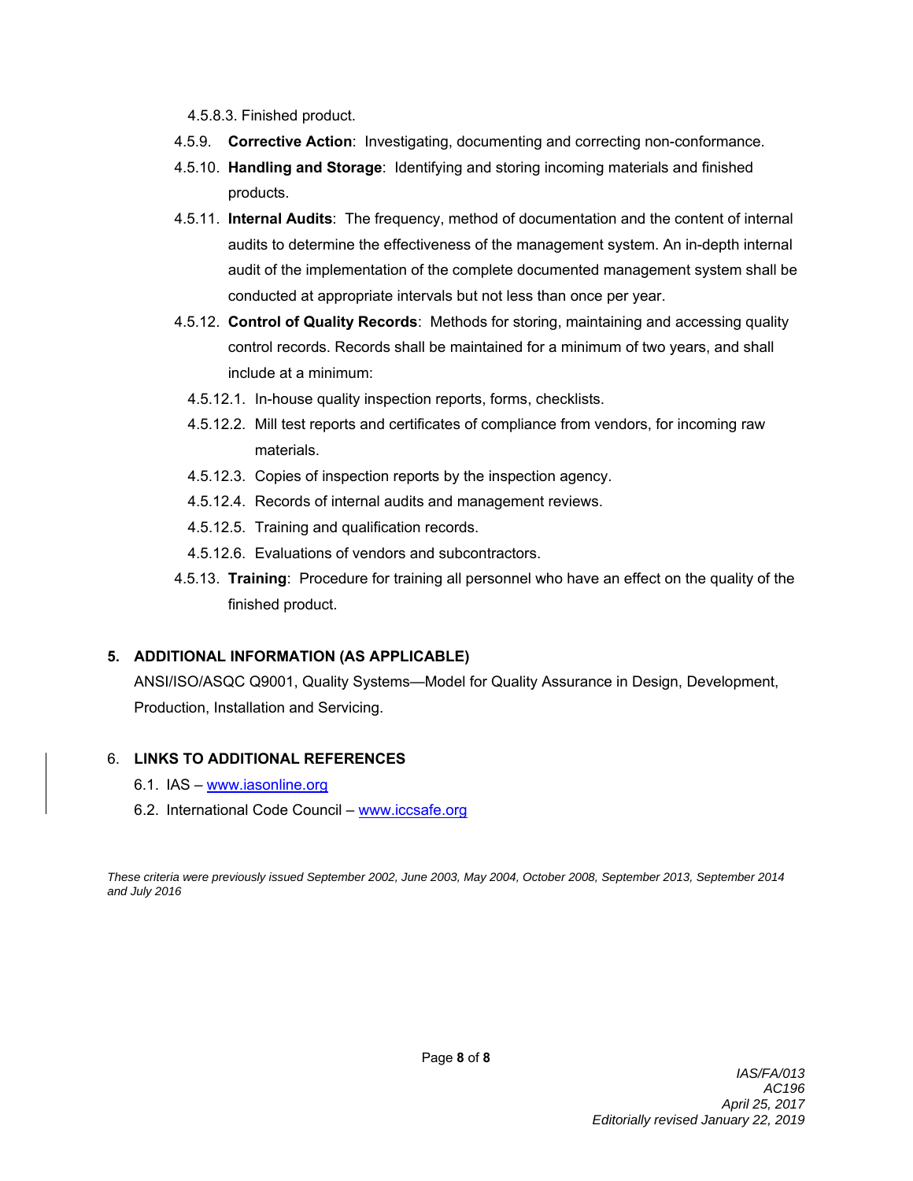4.5.8.3. Finished product.

4.5.9. **Corrective Action**: Investigating, documenting and correcting non-conformance.

4.5.10. **Handling and Storage**: Identifying and storing incoming materials and finished products.

4.5.11. **Internal Audits**: The frequency, method of documentation and the content of internal audits to determine the effectiveness of the management system. An in-depth internal audit of the implementation of the complete documented management system shall be conducted at appropriate intervals but not less than once per year.

4.5.12. **Control of Quality Records**: Methods for storing, maintaining and accessing quality control records. Records shall be maintained for a minimum of two years, and shall include at a minimum:

4.5.12.1. In-house quality inspection reports, forms, checklists.

4.5.12.2. Mill test reports and certificates of compliance from vendors, for incoming raw materials.

4.5.12.3. Copies of inspection reports by the inspection agency.

4.5.12.4. Records of internal audits and management reviews.

4.5.12.5. Training and qualification records.

4.5.12.6. Evaluations of vendors and subcontractors.

4.5.13. **Training**: Procedure for training all personnel who have an effect on the quality of the finished product.

## 5. ADDITIONAL INFORMATION (AS APPLICABLE)

ANSI/ISO/ASQC Q9001, Quality Systems—Model for Quality Assurance in Design, Development, Production, Installation and Servicing.

## 6. LINKS TO ADDITIONAL REFERENCES

6.1. IAS – www.iasonline.org

6.2. International Code Council – www.iccsafe.org

*These criteria were previously issued September 2002, June 2003, May 2004, October 2008, September 2013, September 2014 and July 2016*

*IAS/FA/013*
*AC196*
*April 25, 2017*
*Editorially revised January 22, 2019*